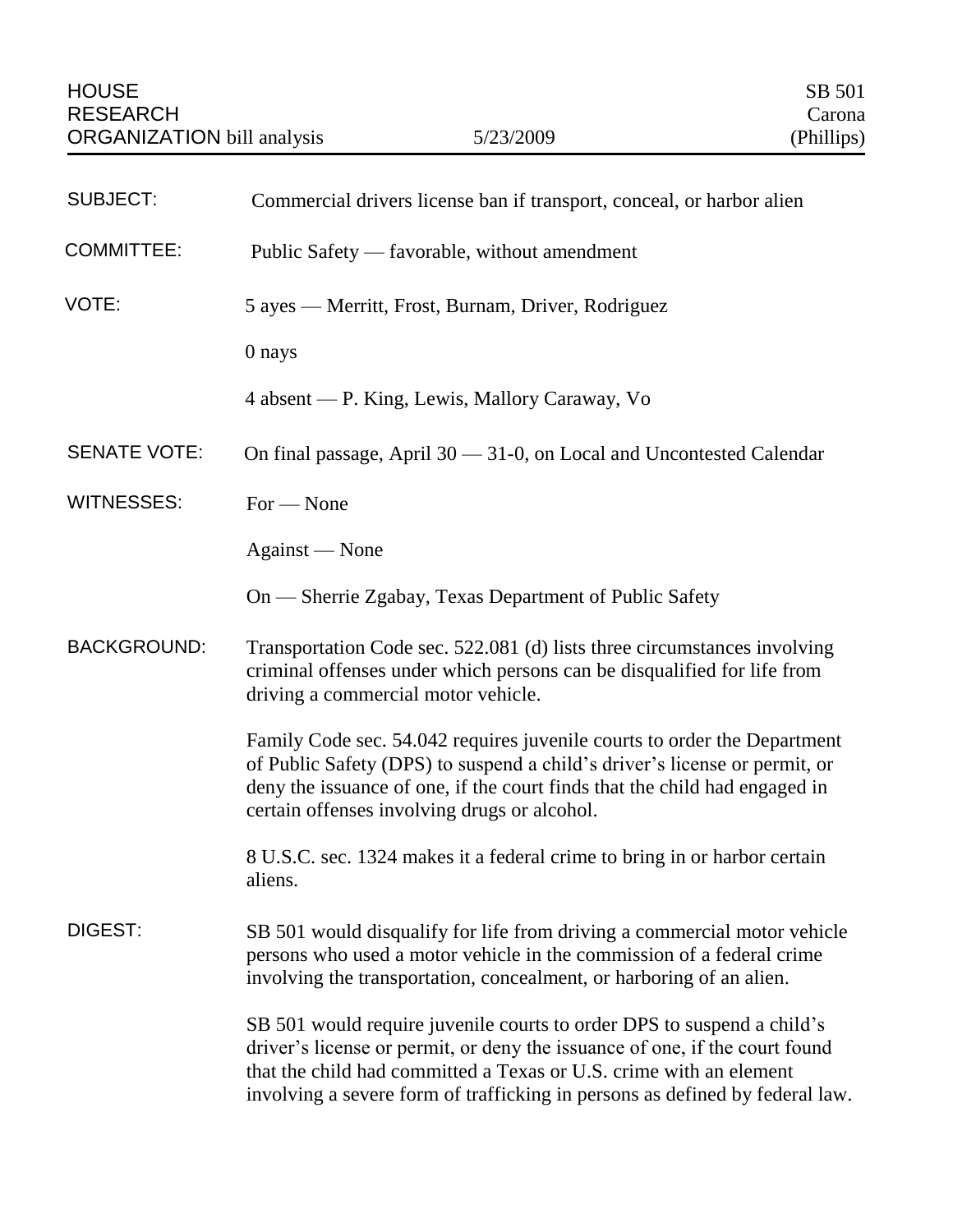HOUSE RESEARCH ORGANIZATION bill analysis | 5/23/2009 | SB 501 Carona (Phillips)

| | |
|---|---|
| SUBJECT: | Commercial drivers license ban if transport, conceal, or harbor alien |
| COMMITTEE: | Public Safety — favorable, without amendment |
| VOTE: | 5 ayes — Merritt, Frost, Burnam, Driver, Rodriguez<br><br>0 nays<br><br>4 absent — P. King, Lewis, Mallory Caraway, Vo |
| SENATE VOTE: | On final passage, April 30 — 31-0, on Local and Uncontested Calendar |
| WITNESSES: | For — None<br><br>Against — None<br><br>On — Sherrie Zgabay, Texas Department of Public Safety |
| BACKGROUND: | Transportation Code sec. 522.081 (d) lists three circumstances involving criminal offenses under which persons can be disqualified for life from driving a commercial motor vehicle.<br><br>Family Code sec. 54.042 requires juvenile courts to order the Department of Public Safety (DPS) to suspend a child's driver's license or permit, or deny the issuance of one, if the court finds that the child had engaged in certain offenses involving drugs or alcohol.<br><br>8 U.S.C. sec. 1324 makes it a federal crime to bring in or harbor certain aliens. |
| DIGEST: | SB 501 would disqualify for life from driving a commercial motor vehicle persons who used a motor vehicle in the commission of a federal crime involving the transportation, concealment, or harboring of an alien.<br><br>SB 501 would require juvenile courts to order DPS to suspend a child's driver's license or permit, or deny the issuance of one, if the court found that the child had committed a Texas or U.S. crime with an element involving a severe form of trafficking in persons as defined by federal law. |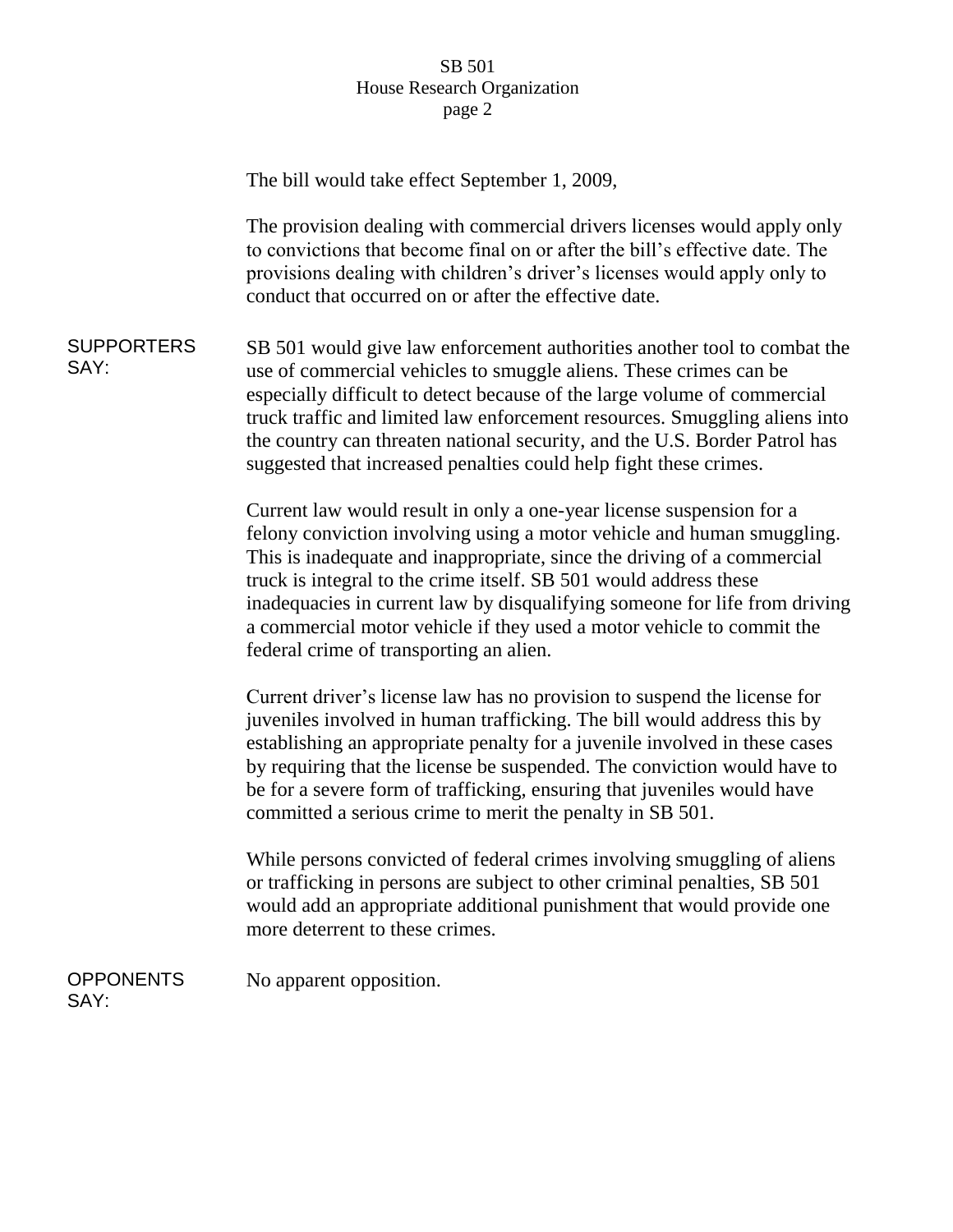The bill would take effect September 1, 2009,

The provision dealing with commercial drivers licenses would apply only to convictions that become final on or after the bill's effective date. The provisions dealing with children's driver's licenses would apply only to conduct that occurred on or after the effective date.

**SUPPORTERS SAY:**

SB 501 would give law enforcement authorities another tool to combat the use of commercial vehicles to smuggle aliens. These crimes can be especially difficult to detect because of the large volume of commercial truck traffic and limited law enforcement resources. Smuggling aliens into the country can threaten national security, and the U.S. Border Patrol has suggested that increased penalties could help fight these crimes.

Current law would result in only a one-year license suspension for a felony conviction involving using a motor vehicle and human smuggling. This is inadequate and inappropriate, since the driving of a commercial truck is integral to the crime itself. SB 501 would address these inadequacies in current law by disqualifying someone for life from driving a commercial motor vehicle if they used a motor vehicle to commit the federal crime of transporting an alien.

Current driver's license law has no provision to suspend the license for juveniles involved in human trafficking. The bill would address this by establishing an appropriate penalty for a juvenile involved in these cases by requiring that the license be suspended. The conviction would have to be for a severe form of trafficking, ensuring that juveniles would have committed a serious crime to merit the penalty in SB 501.

While persons convicted of federal crimes involving smuggling of aliens or trafficking in persons are subject to other criminal penalties, SB 501 would add an appropriate additional punishment that would provide one more deterrent to these crimes.

**OPPONENTS SAY:**

No apparent opposition.